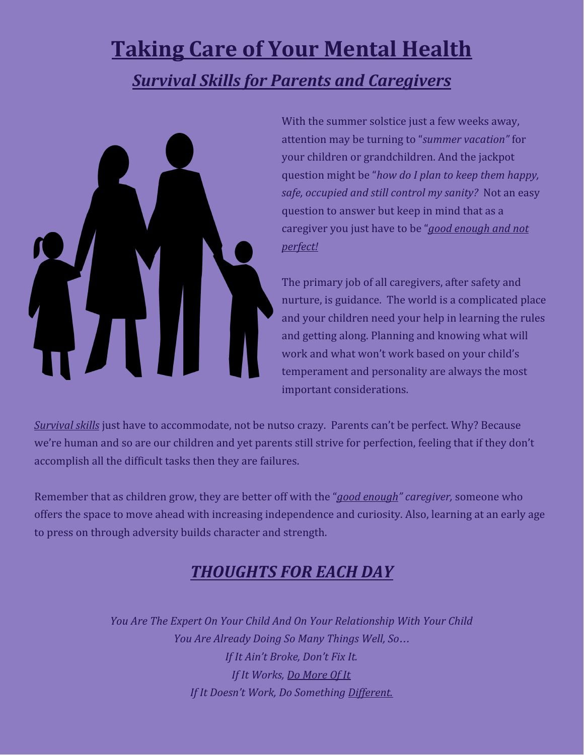# Taking Care of Your Mental Health

## *Survival Skills for Parents and Caregivers*

With the summer solstice just a few weeks away, attention may be turning to "*summer vacation"* for your children or grandchildren. And the jackpot question might be "*how do I plan to keep them happy, safe, occupied and still control my sanity?* Not an easy question to answer but keep in mind that as a caregiver you just have to be "*good enough and not perfect!*

The primary job of all caregivers, after safety and nurture, is guidance. The world is a complicated place and your children need your help in learning the rules and getting along. Planning and knowing what will work and what won't work based on your child's temperament and personality are always the most important considerations.

*Survival skills* just have to accommodate, not be nutso crazy. Parents can't be perfect. Why? Because we're human and so are our children and yet parents still strive for perfection, feeling that if they don't accomplish all the difficult tasks then they are failures.

Remember that as children grow, they are better off with the "*good enough" caregiver,* someone who offers the space to move ahead with increasing independence and curiosity. Also, learning at an early age to press on through adversity builds character and strength.

## *THOUGHTS FOR EACH DAY*

*You Are The Expert On Your Child And On Your Relationship With Your Child*
*You Are Already Doing So Many Things Well, So…*
*If It Ain't Broke, Don't Fix It.*
*If It Works, Do More Of It*
*If It Doesn't Work, Do Something Different.*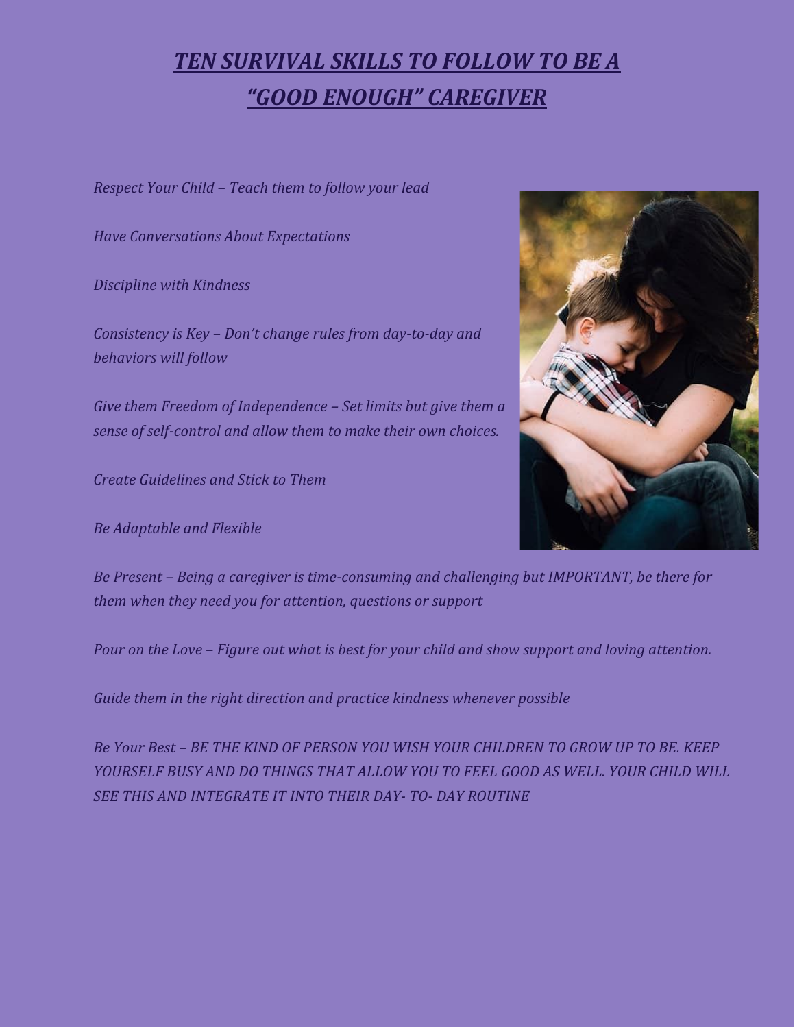# ***TEN SURVIVAL SKILLS TO FOLLOW TO BE A "GOOD ENOUGH" CAREGIVER***

*Respect Your Child – Teach them to follow your lead*

*Have Conversations About Expectations*

*Discipline with Kindness*

*Consistency is Key – Don't change rules from day-to-day and behaviors will follow*

*Give them Freedom of Independence – Set limits but give them a sense of self-control and allow them to make their own choices.*

*Create Guidelines and Stick to Them*

*Be Adaptable and Flexible*

*Be Present – Being a caregiver is time-consuming and challenging but IMPORTANT, be there for them when they need you for attention, questions or support*

*Pour on the Love – Figure out what is best for your child and show support and loving attention.*

*Guide them in the right direction and practice kindness whenever possible*

*Be Your Best – BE THE KIND OF PERSON YOU WISH YOUR CHILDREN TO GROW UP TO BE. KEEP YOURSELF BUSY AND DO THINGS THAT ALLOW YOU TO FEEL GOOD AS WELL. YOUR CHILD WILL SEE THIS AND INTEGRATE IT INTO THEIR DAY- TO- DAY ROUTINE*